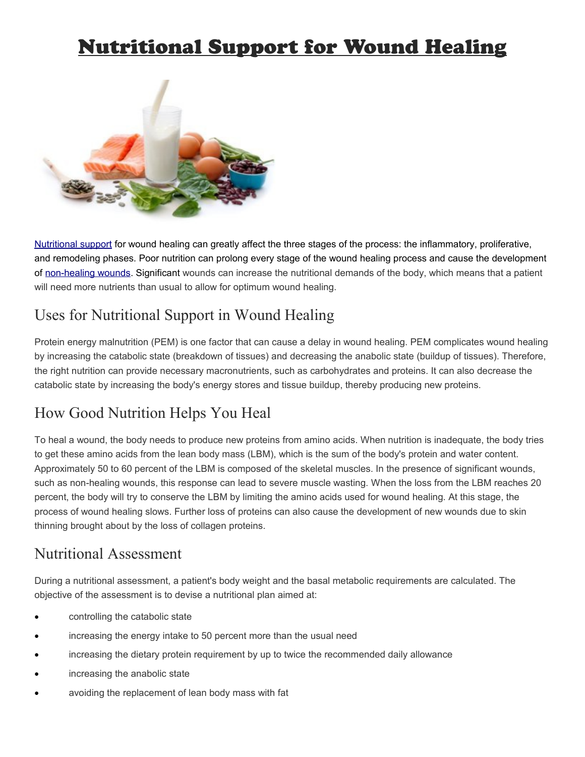# Nutritional Support for Wound Healing

Nutritional support for wound healing can greatly affect the three stages of the process: the inflammatory, proliferative, and remodeling phases. Poor nutrition can prolong every stage of the wound healing process and cause the development of non-healing wounds. Significant wounds can increase the nutritional demands of the body, which means that a patient will need more nutrients than usual to allow for optimum wound healing.

## Uses for Nutritional Support in Wound Healing

Protein energy malnutrition (PEM) is one factor that can cause a delay in wound healing. PEM complicates wound healing by increasing the catabolic state (breakdown of tissues) and decreasing the anabolic state (buildup of tissues). Therefore, the right nutrition can provide necessary macronutrients, such as carbohydrates and proteins. It can also decrease the catabolic state by increasing the body's energy stores and tissue buildup, thereby producing new proteins.

## How Good Nutrition Helps You Heal

To heal a wound, the body needs to produce new proteins from amino acids. When nutrition is inadequate, the body tries to get these amino acids from the lean body mass (LBM), which is the sum of the body's protein and water content. Approximately 50 to 60 percent of the LBM is composed of the skeletal muscles. In the presence of significant wounds, such as non-healing wounds, this response can lead to severe muscle wasting. When the loss from the LBM reaches 20 percent, the body will try to conserve the LBM by limiting the amino acids used for wound healing. At this stage, the process of wound healing slows. Further loss of proteins can also cause the development of new wounds due to skin thinning brought about by the loss of collagen proteins.

## Nutritional Assessment

During a nutritional assessment, a patient's body weight and the basal metabolic requirements are calculated. The objective of the assessment is to devise a nutritional plan aimed at:

- controlling the catabolic state
- increasing the energy intake to 50 percent more than the usual need
- increasing the dietary protein requirement by up to twice the recommended daily allowance
- increasing the anabolic state
- avoiding the replacement of lean body mass with fat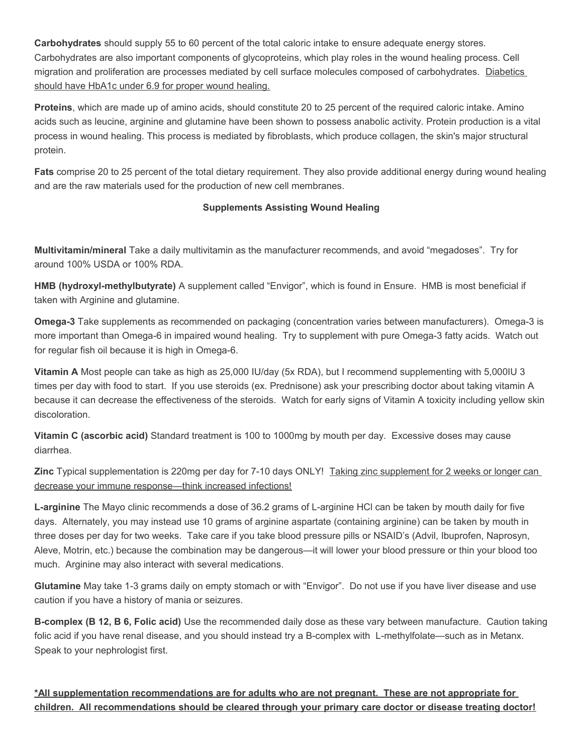**Carbohydrates** should supply 55 to 60 percent of the total caloric intake to ensure adequate energy stores. Carbohydrates are also important components of glycoproteins, which play roles in the wound healing process. Cell migration and proliferation are processes mediated by cell surface molecules composed of carbohydrates. Diabetics should have HbA1c under 6.9 for proper wound healing.

**Proteins**, which are made up of amino acids, should constitute 20 to 25 percent of the required caloric intake. Amino acids such as leucine, arginine and glutamine have been shown to possess anabolic activity. Protein production is a vital process in wound healing. This process is mediated by fibroblasts, which produce collagen, the skin's major structural protein.

**Fats** comprise 20 to 25 percent of the total dietary requirement. They also provide additional energy during wound healing and are the raw materials used for the production of new cell membranes.

### Supplements Assisting Wound Healing

**Multivitamin/mineral** Take a daily multivitamin as the manufacturer recommends, and avoid "megadoses". Try for around 100% USDA or 100% RDA.

**HMB (hydroxyl-methylbutyrate)** A supplement called "Envigor", which is found in Ensure. HMB is most beneficial if taken with Arginine and glutamine.

**Omega-3** Take supplements as recommended on packaging (concentration varies between manufacturers). Omega-3 is more important than Omega-6 in impaired wound healing. Try to supplement with pure Omega-3 fatty acids. Watch out for regular fish oil because it is high in Omega-6.

**Vitamin A** Most people can take as high as 25,000 IU/day (5x RDA), but I recommend supplementing with 5,000IU 3 times per day with food to start. If you use steroids (ex. Prednisone) ask your prescribing doctor about taking vitamin A because it can decrease the effectiveness of the steroids. Watch for early signs of Vitamin A toxicity including yellow skin discoloration.

**Vitamin C (ascorbic acid)** Standard treatment is 100 to 1000mg by mouth per day. Excessive doses may cause diarrhea.

**Zinc** Typical supplementation is 220mg per day for 7-10 days ONLY! Taking zinc supplement for 2 weeks or longer can decrease your immune response—think increased infections!

**L-arginine** The Mayo clinic recommends a dose of 36.2 grams of L-arginine HCl can be taken by mouth daily for five days. Alternately, you may instead use 10 grams of arginine aspartate (containing arginine) can be taken by mouth in three doses per day for two weeks. Take care if you take blood pressure pills or NSAID's (Advil, Ibuprofen, Naprosyn, Aleve, Motrin, etc.) because the combination may be dangerous—it will lower your blood pressure or thin your blood too much. Arginine may also interact with several medications.

**Glutamine** May take 1-3 grams daily on empty stomach or with "Envigor". Do not use if you have liver disease and use caution if you have a history of mania or seizures.

**B-complex (B 12, B 6, Folic acid)** Use the recommended daily dose as these vary between manufacture. Caution taking folic acid if you have renal disease, and you should instead try a B-complex with L-methylfolate—such as in Metanx. Speak to your nephrologist first.

**\*All supplementation recommendations are for adults who are not pregnant. These are not appropriate for children. All recommendations should be cleared through your primary care doctor or disease treating doctor!**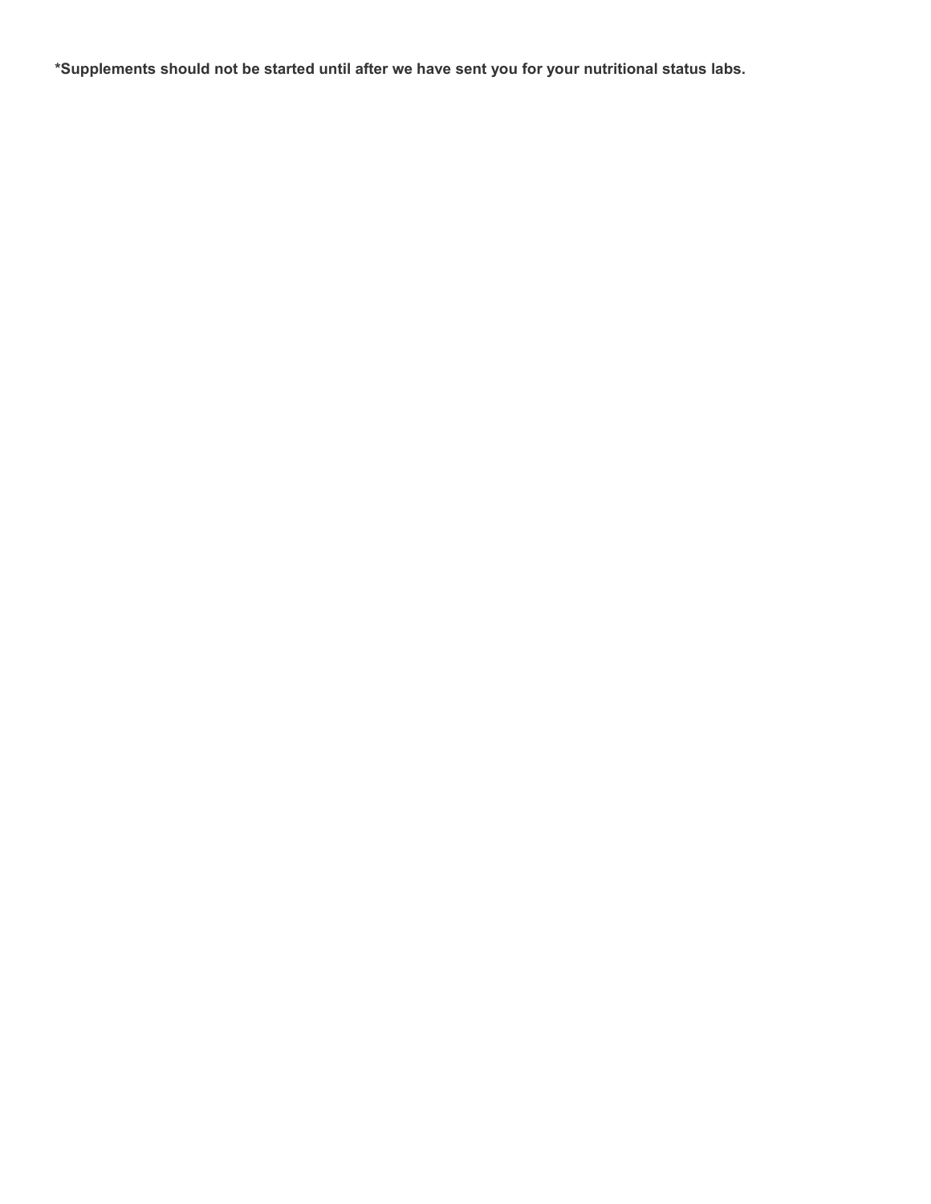**\*Supplements should not be started until after we have sent you for your nutritional status labs.**

***Supplements should not be started until after we have sent you for your nutritional status labs.**